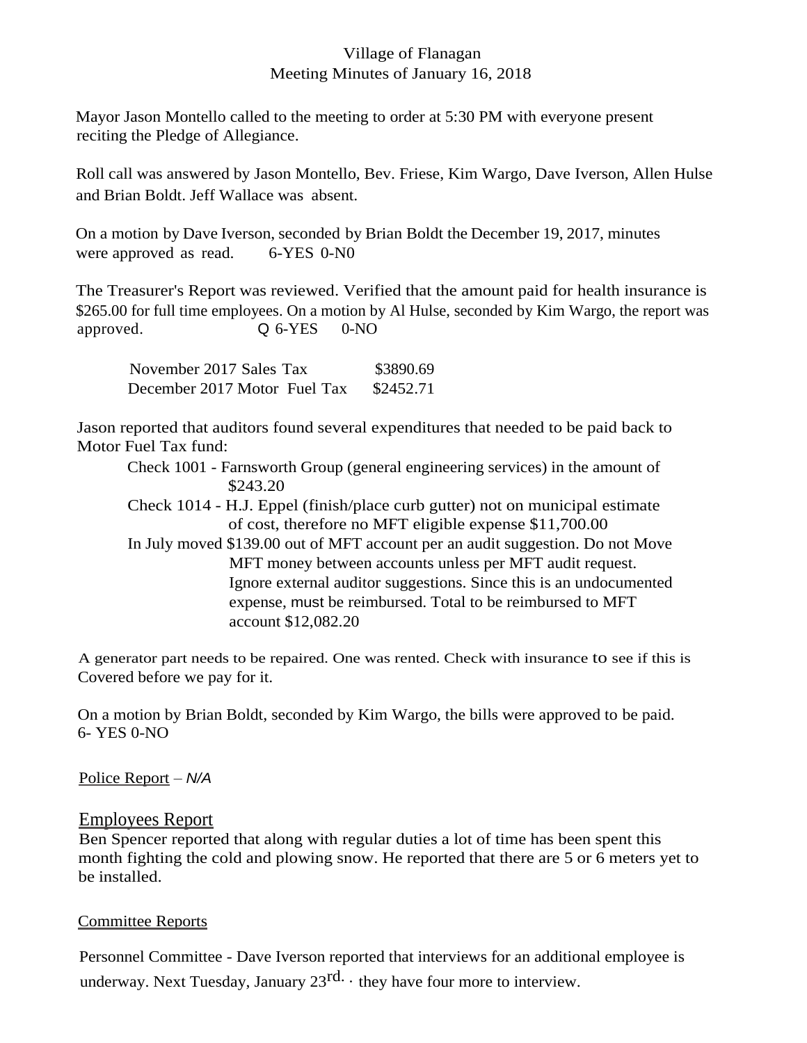Village of Flanagan
Meeting Minutes of January 16, 2018

Mayor Jason Montello called to the meeting to order at 5:30 PM with everyone present reciting the Pledge of Allegiance.

Roll call was answered by Jason Montello, Bev. Friese, Kim Wargo, Dave Iverson, Allen Hulse and Brian Boldt. Jeff Wallace was absent.

On a motion by Dave Iverson, seconded by Brian Boldt the December 19, 2017, minutes were approved as read. 6-YES 0-N0

The Treasurer's Report was reviewed. Verified that the amount paid for health insurance is $265.00 for full time employees. On a motion by Al Hulse, seconded by Kim Wargo, the report was approved. Q 6-YES 0-NO

| | |
|---|---|
| November 2017 Sales Tax | $3890.69 |
| December 2017 Motor Fuel Tax | $2452.71 |

Jason reported that auditors found several expenditures that needed to be paid back to Motor Fuel Tax fund:

Check 1001 - Farnsworth Group (general engineering services) in the amount of $243.20

Check 1014 - H.J. Eppel (finish/place curb gutter) not on municipal estimate of cost, therefore no MFT eligible expense $11,700.00

In July moved $139.00 out of MFT account per an audit suggestion. Do not Move MFT money between accounts unless per MFT audit request. Ignore external auditor suggestions. Since this is an undocumented expense, must be reimbursed. Total to be reimbursed to MFT account $12,082.20

A generator part needs to be repaired. One was rented. Check with insurance to see if this is Covered before we pay for it.

On a motion by Brian Boldt, seconded by Kim Wargo, the bills were approved to be paid. 6- YES 0-NO

Police Report – *N/A*

## Employees Report

Ben Spencer reported that along with regular duties a lot of time has been spent this month fighting the cold and plowing snow. He reported that there are 5 or 6 meters yet to be installed.

### Committee Reports

Personnel Committee - Dave Iverson reported that interviews for an additional employee is underway. Next Tuesday, January 23rd. · they have four more to interview.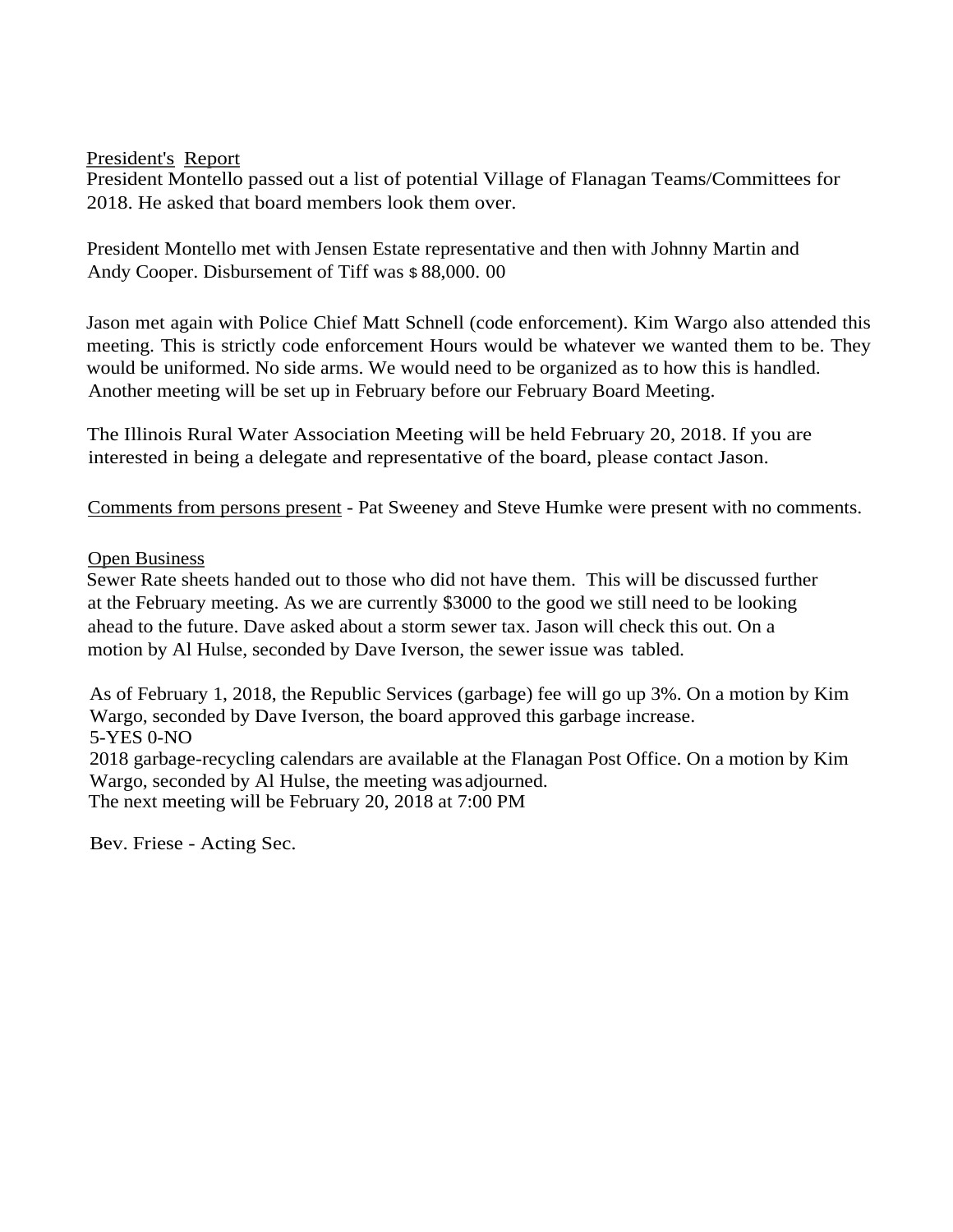President's Report

President Montello passed out a list of potential Village of Flanagan Teams/Committees for 2018. He asked that board members look them over.

President Montello met with Jensen Estate representative and then with Johnny Martin and Andy Cooper. Disbursement of Tiff was $ 88,000. 00

Jason met again with Police Chief Matt Schnell (code enforcement). Kim Wargo also attended this meeting. This is strictly code enforcement Hours would be whatever we wanted them to be. They would be uniformed. No side arms. We would need to be organized as to how this is handled. Another meeting will be set up in February before our February Board Meeting.

The Illinois Rural Water Association Meeting will be held February 20, 2018. If you are interested in being a delegate and representative of the board, please contact Jason.

Comments from persons present - Pat Sweeney and Steve Humke were present with no comments.

Open Business

Sewer Rate sheets handed out to those who did not have them. This will be discussed further at the February meeting. As we are currently $3000 to the good we still need to be looking ahead to the future. Dave asked about a storm sewer tax. Jason will check this out. On a motion by Al Hulse, seconded by Dave Iverson, the sewer issue was tabled.

As of February 1, 2018, the Republic Services (garbage) fee will go up 3%. On a motion by Kim Wargo, seconded by Dave Iverson, the board approved this garbage increase.
5-YES 0-NO
2018 garbage-recycling calendars are available at the Flanagan Post Office. On a motion by Kim Wargo, seconded by Al Hulse, the meeting was adjourned.
The next meeting will be February 20, 2018 at 7:00 PM

Bev. Friese - Acting Sec.